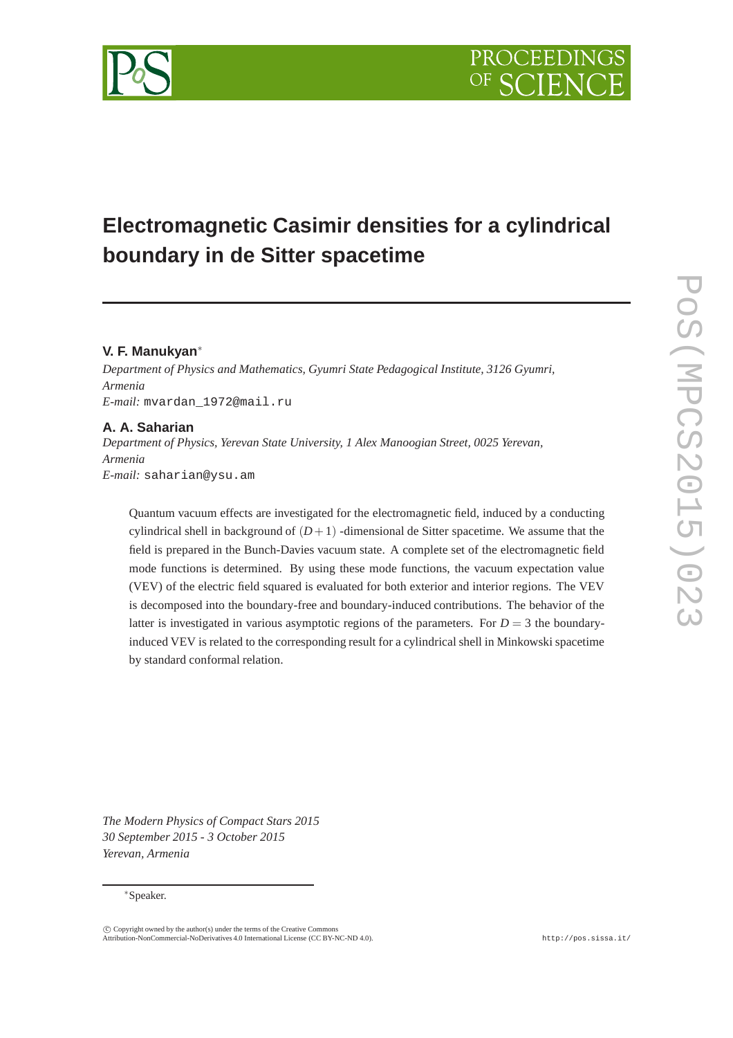# Electromagnetic Casimir densities for a cylindrical boundary in de Sitter spacetime

**V. F. Manukyan***

*Department of Physics and Mathematics, Gyumri State Pedagogical Institute, 3126 Gyumri, Armenia*

*E-mail:* mvardan_1972@mail.ru

**A. A. Saharian**

*Department of Physics, Yerevan State University, 1 Alex Manoogian Street, 0025 Yerevan, Armenia*

*E-mail:* saharian@ysu.am

Quantum vacuum effects are investigated for the electromagnetic field, induced by a conducting cylindrical shell in background of $(D+1)$ -dimensional de Sitter spacetime. We assume that the field is prepared in the Bunch-Davies vacuum state. A complete set of the electromagnetic field mode functions is determined. By using these mode functions, the vacuum expectation value (VEV) of the electric field squared is evaluated for both exterior and interior regions. The VEV is decomposed into the boundary-free and boundary-induced contributions. The behavior of the latter is investigated in various asymptotic regions of the parameters. For $D=3$ the boundary-induced VEV is related to the corresponding result for a cylindrical shell in Minkowski spacetime by standard conformal relation.

*The Modern Physics of Compact Stars 2015*
*30 September 2015 - 3 October 2015*
*Yerevan, Armenia*

*Speaker.

© Copyright owned by the author(s) under the terms of the Creative Commons Attribution-NonCommercial-NoDerivatives 4.0 International License (CC BY-NC-ND 4.0).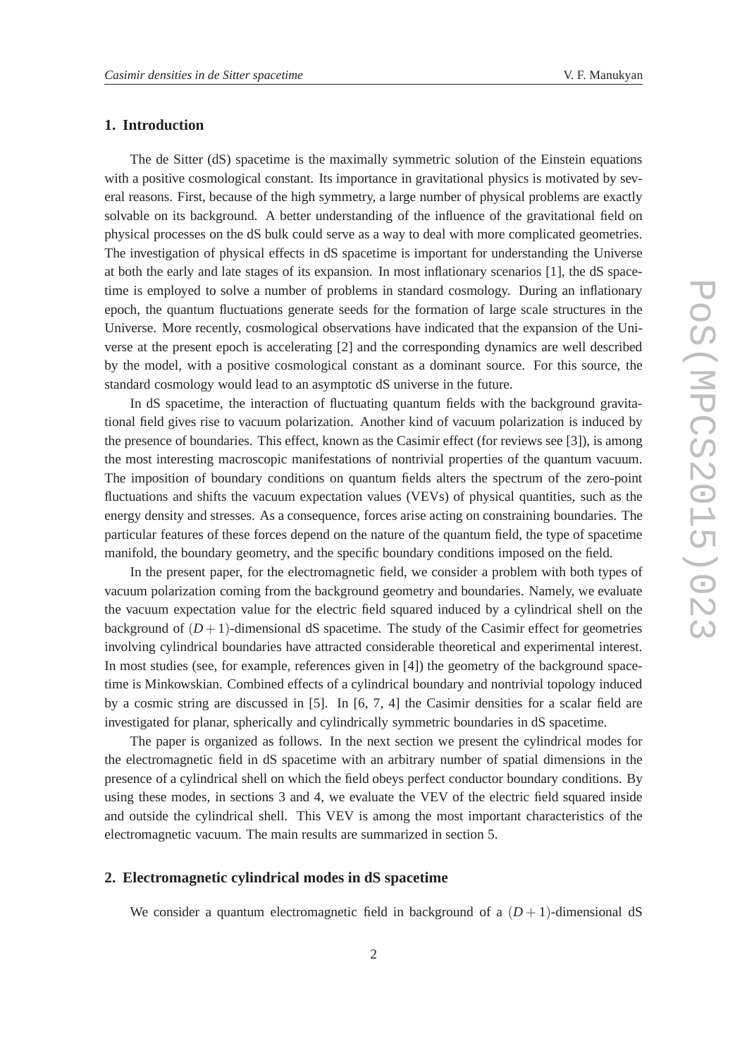## 1. Introduction

The de Sitter (dS) spacetime is the maximally symmetric solution of the Einstein equations with a positive cosmological constant. Its importance in gravitational physics is motivated by several reasons. First, because of the high symmetry, a large number of physical problems are exactly solvable on its background. A better understanding of the influence of the gravitational field on physical processes on the dS bulk could serve as a way to deal with more complicated geometries. The investigation of physical effects in dS spacetime is important for understanding the Universe at both the early and late stages of its expansion. In most inflationary scenarios [1], the dS spacetime is employed to solve a number of problems in standard cosmology. During an inflationary epoch, the quantum fluctuations generate seeds for the formation of large scale structures in the Universe. More recently, cosmological observations have indicated that the expansion of the Universe at the present epoch is accelerating [2] and the corresponding dynamics are well described by the model, with a positive cosmological constant as a dominant source. For this source, the standard cosmology would lead to an asymptotic dS universe in the future.

In dS spacetime, the interaction of fluctuating quantum fields with the background gravitational field gives rise to vacuum polarization. Another kind of vacuum polarization is induced by the presence of boundaries. This effect, known as the Casimir effect (for reviews see [3]), is among the most interesting macroscopic manifestations of nontrivial properties of the quantum vacuum. The imposition of boundary conditions on quantum fields alters the spectrum of the zero-point fluctuations and shifts the vacuum expectation values (VEVs) of physical quantities, such as the energy density and stresses. As a consequence, forces arise acting on constraining boundaries. The particular features of these forces depend on the nature of the quantum field, the type of spacetime manifold, the boundary geometry, and the specific boundary conditions imposed on the field.

In the present paper, for the electromagnetic field, we consider a problem with both types of vacuum polarization coming from the background geometry and boundaries. Namely, we evaluate the vacuum expectation value for the electric field squared induced by a cylindrical shell on the background of $(D+1)$-dimensional dS spacetime. The study of the Casimir effect for geometries involving cylindrical boundaries have attracted considerable theoretical and experimental interest. In most studies (see, for example, references given in [4]) the geometry of the background spacetime is Minkowskian. Combined effects of a cylindrical boundary and nontrivial topology induced by a cosmic string are discussed in [5]. In [6, 7, 4] the Casimir densities for a scalar field are investigated for planar, spherically and cylindrically symmetric boundaries in dS spacetime.

The paper is organized as follows. In the next section we present the cylindrical modes for the electromagnetic field in dS spacetime with an arbitrary number of spatial dimensions in the presence of a cylindrical shell on which the field obeys perfect conductor boundary conditions. By using these modes, in sections 3 and 4, we evaluate the VEV of the electric field squared inside and outside the cylindrical shell. This VEV is among the most important characteristics of the electromagnetic vacuum. The main results are summarized in section 5.

## 2. Electromagnetic cylindrical modes in dS spacetime

We consider a quantum electromagnetic field in background of a $(D+1)$-dimensional dS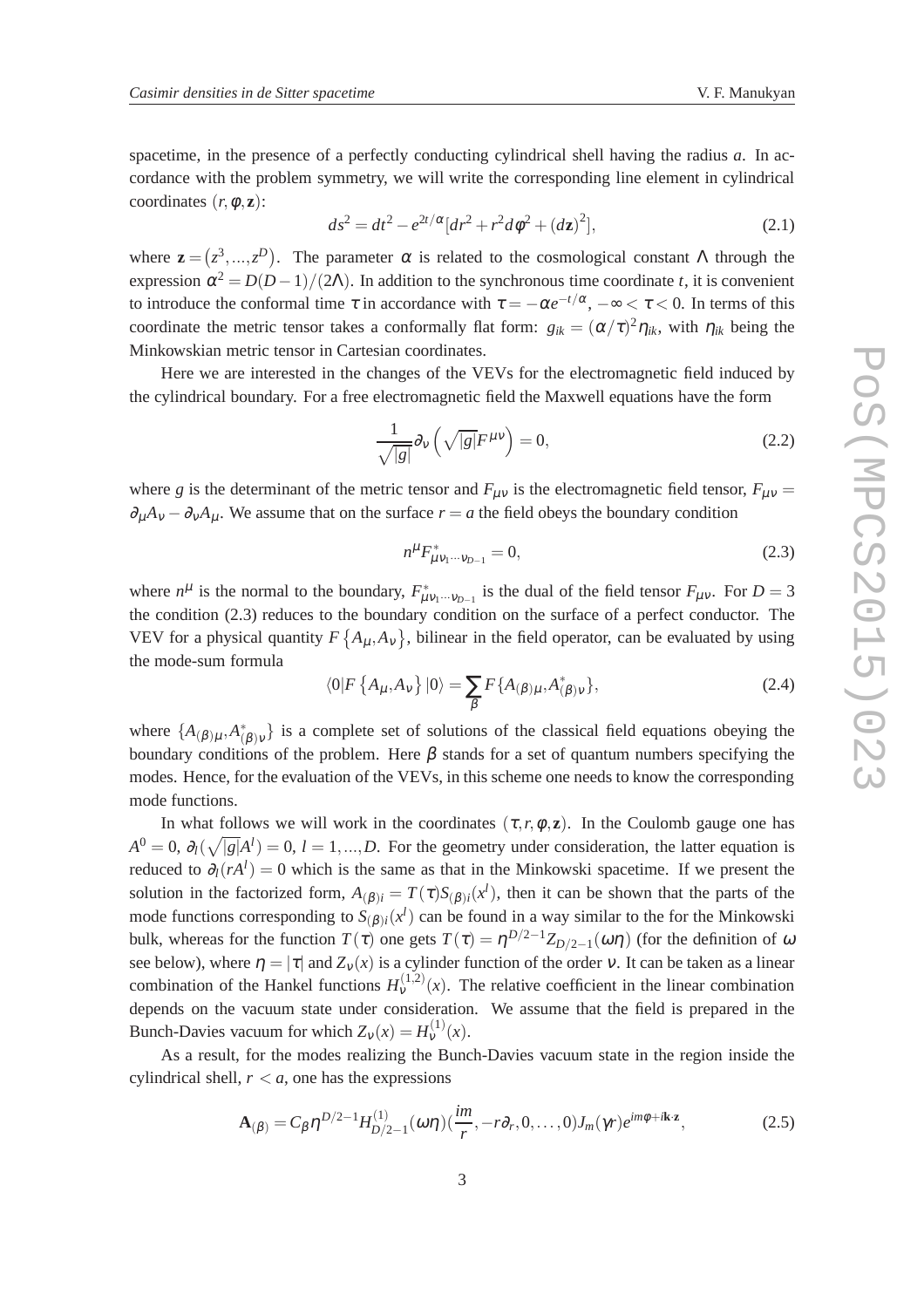spacetime, in the presence of a perfectly conducting cylindrical shell having the radius $a$. In accordance with the problem symmetry, we will write the corresponding line element in cylindrical coordinates $(r,\phi,\mathbf{z})$:

$$ds^2 = dt^2 - e^{2t/\alpha}[dr^2 + r^2 d\phi^2 + (d\mathbf{z})^2], \tag{2.1}$$

where $\mathbf{z} = (z^3,...,z^D)$. The parameter $\alpha$ is related to the cosmological constant $\Lambda$ through the expression $\alpha^2 = D(D-1)/(2\Lambda)$. In addition to the synchronous time coordinate $t$, it is convenient to introduce the conformal time $\tau$ in accordance with $\tau = -\alpha e^{-t/\alpha}$, $-\infty < \tau < 0$. In terms of this coordinate the metric tensor takes a conformally flat form: $g_{ik} = (\alpha/\tau)^2\eta_{ik}$, with $\eta_{ik}$ being the Minkowskian metric tensor in Cartesian coordinates.

Here we are interested in the changes of the VEVs for the electromagnetic field induced by the cylindrical boundary. For a free electromagnetic field the Maxwell equations have the form

$$\frac{1}{\sqrt{|g|}}\partial_\nu\left(\sqrt{|g|}F^{\mu\nu}\right) = 0, \tag{2.2}$$

where $g$ is the determinant of the metric tensor and $F_{\mu\nu}$ is the electromagnetic field tensor, $F_{\mu\nu} = \partial_\mu A_\nu - \partial_\nu A_\mu$. We assume that on the surface $r = a$ the field obeys the boundary condition

$$n^\mu F^*_{\mu\nu_1\cdots\nu_{D-1}} = 0, \tag{2.3}$$

where $n^\mu$ is the normal to the boundary, $F^*_{\mu\nu_1\cdots\nu_{D-1}}$ is the dual of the field tensor $F_{\mu\nu}$. For $D = 3$ the condition (2.3) reduces to the boundary condition on the surface of a perfect conductor. The VEV for a physical quantity $F\{A_\mu,A_\nu\}$, bilinear in the field operator, can be evaluated by using the mode-sum formula

$$\langle 0|F\{A_\mu,A_\nu\}|0\rangle = \sum_\beta F\{A_{(\beta)\mu},A^*_{(\beta)\nu}\}, \tag{2.4}$$

where $\{A_{(\beta)\mu},A^*_{(\beta)\nu}\}$ is a complete set of solutions of the classical field equations obeying the boundary conditions of the problem. Here $\beta$ stands for a set of quantum numbers specifying the modes. Hence, for the evaluation of the VEVs, in this scheme one needs to know the corresponding mode functions.

In what follows we will work in the coordinates $(\tau,r,\phi,\mathbf{z})$. In the Coulomb gauge one has $A^0 = 0$, $\partial_l(\sqrt{|g|}A^l) = 0$, $l = 1,...,D$. For the geometry under consideration, the latter equation is reduced to $\partial_l(rA^l) = 0$ which is the same as that in the Minkowski spacetime. If we present the solution in the factorized form, $A_{(\beta)i} = T(\tau)S_{(\beta)i}(x^l)$, then it can be shown that the parts of the mode functions corresponding to $S_{(\beta)i}(x^l)$ can be found in a way similar to the for the Minkowski bulk, whereas for the function $T(\tau)$ one gets $T(\tau) = \eta^{D/2-1}Z_{D/2-1}(\omega\eta)$ (for the definition of $\omega$ see below), where $\eta = |\tau|$ and $Z_\nu(x)$ is a cylinder function of the order $\nu$. It can be taken as a linear combination of the Hankel functions $H^{(1,2)}_\nu(x)$. The relative coefficient in the linear combination depends on the vacuum state under consideration. We assume that the field is prepared in the Bunch-Davies vacuum for which $Z_\nu(x) = H^{(1)}_\nu(x)$.

As a result, for the modes realizing the Bunch-Davies vacuum state in the region inside the cylindrical shell, $r < a$, one has the expressions

$$\mathbf{A}_{(\beta)} = C_\beta\eta^{D/2-1}H^{(1)}_{D/2-1}(\omega\eta)(\frac{im}{r},-r\partial_r,0,\ldots,0)J_m(\gamma r)e^{im\phi+i\mathbf{k}\cdot\mathbf{z}}, \tag{2.5}$$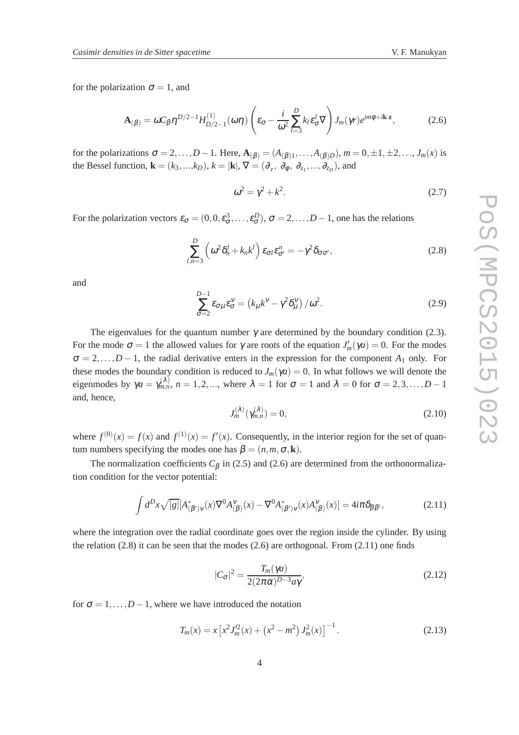for the polarization $\sigma = 1$, and

$$\mathbf{A}_{(\beta)} = \omega C_\beta \eta^{D/2-1} H^{(1)}_{D/2-1}(\omega\eta) \left( \varepsilon_\sigma - \frac{i}{\omega^2} \sum_{l=3}^{D} k_l \varepsilon^l_\sigma \nabla \right) J_m(\gamma r) e^{im\phi + i\mathbf{k}\cdot\mathbf{z}}, \tag{2.6}$$

for the polarizations $\sigma = 2, \ldots, D-1$. Here, $\mathbf{A}_{(\beta)} = (A_{(\beta)1}, \ldots, A_{(\beta)D})$, $m = 0, \pm 1, \pm 2, \ldots$, $J_m(x)$ is the Bessel function, $\mathbf{k} = (k_3, ..., k_D)$, $k = |\mathbf{k}|$, $\nabla = (\partial_r,\ \partial_\phi,\ \partial_{z_1}, ..., \partial_{z_D})$, and

$$\omega^2 = \gamma^2 + k^2. \tag{2.7}$$

For the polarization vectors $\varepsilon_\sigma = (0, 0, \varepsilon^3_\sigma, \ldots, \varepsilon^D_\sigma)$, $\sigma = 2, \ldots, D-1$, one has the relations

$$\sum_{l,n=3}^{D} \left( \omega^2 \delta^l_n + k_n k^l \right) \varepsilon_{\sigma l} \varepsilon^n_{\sigma'} = -\gamma^2 \delta_{\sigma\sigma'}, \tag{2.8}$$

and

$$\sum_{\sigma=2}^{D-1} \varepsilon_{\sigma\mu} \varepsilon^\nu_\sigma = \left( k_\mu k^\nu - \gamma^2 \delta^\nu_\mu \right) / \omega^2. \tag{2.9}$$

The eigenvalues for the quantum number $\gamma$ are determined by the boundary condition (2.3). For the mode $\sigma = 1$ the allowed values for $\gamma$ are roots of the equation $J'_m(\gamma a) = 0$. For the modes $\sigma = 2, \ldots, D-1$, the radial derivative enters in the expression for the component $A_1$ only. For these modes the boundary condition is reduced to $J_m(\gamma a) = 0$. In what follows we will denote the eigenmodes by $\gamma a = \gamma^{(\lambda)}_{m,n}$, $n = 1, 2, ...$, where $\lambda = 1$ for $\sigma = 1$ and $\lambda = 0$ for $\sigma = 2, 3, \ldots, D-1$ and, hence,

$$J^{(\lambda)}_m(\gamma^{(\lambda)}_{m,n}) = 0, \tag{2.10}$$

where $f^{(0)}(x) = f(x)$ and $f^{(1)}(x) = f'(x)$. Consequently, in the interior region for the set of quantum numbers specifying the modes one has $\beta = (n, m, \sigma, \mathbf{k})$.

The normalization coefficients $C_\beta$ in (2.5) and (2.6) are determined from the orthonormalization condition for the vector potential:

$$\int d^D x \sqrt{|g|} [A^*_{(\beta')\nu}(x) \nabla^0 A^\nu_{(\beta)}(x) - \nabla^0 A^*_{(\beta')\nu}(x) A^\nu_{(\beta)}(x)] = 4i\pi \delta_{\beta\beta'}, \tag{2.11}$$

where the integration over the radial coordinate goes over the region inside the cylinder. By using the relation (2.8) it can be seen that the modes (2.6) are orthogonal. From (2.11) one finds

$$|C_\sigma|^2 = \frac{T_m(\gamma a)}{2(2\pi\alpha)^{D-3} a\gamma}, \tag{2.12}$$

for $\sigma = 1, \ldots, D-1$, where we have introduced the notation

$$T_m(x) = x \left[ x^2 J'^2_m(x) + \left( x^2 - m^2 \right) J^2_m(x) \right]^{-1}. \tag{2.13}$$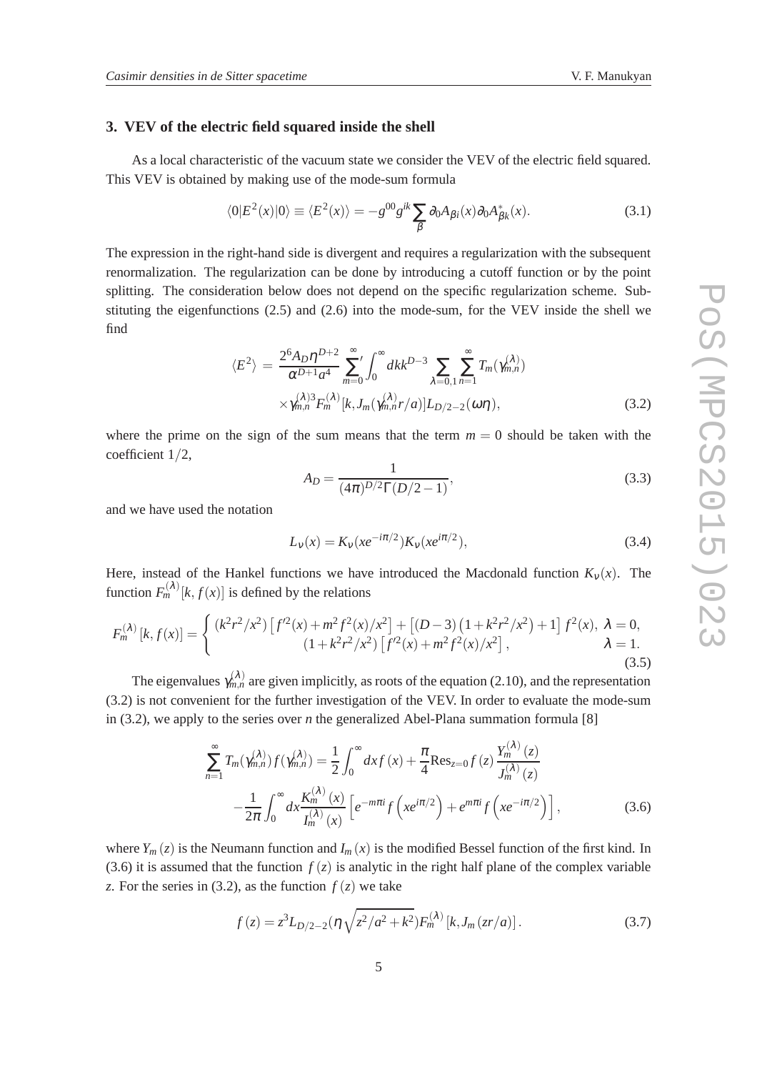### 3. VEV of the electric field squared inside the shell

As a local characteristic of the vacuum state we consider the VEV of the electric field squared. This VEV is obtained by making use of the mode-sum formula

$$\langle 0|E^2(x)|0\rangle \equiv \langle E^2(x)\rangle = -g^{00}g^{ik}\sum_{\beta}\partial_0 A_{\beta i}(x)\partial_0 A^*_{\beta k}(x). \tag{3.1}$$

The expression in the right-hand side is divergent and requires a regularization with the subsequent renormalization. The regularization can be done by introducing a cutoff function or by the point splitting. The consideration below does not depend on the specific regularization scheme. Substituting the eigenfunctions (2.5) and (2.6) into the mode-sum, for the VEV inside the shell we find

$$\begin{aligned}\langle E^2\rangle &= \frac{2^6 A_D \eta^{D+2}}{\alpha^{D+1}a^4}\sum_{m=0}^{\infty}{}'\int_0^\infty dk k^{D-3}\sum_{\lambda=0,1}\sum_{n=1}^{\infty}T_m(\gamma_{m,n}^{(\lambda)}) \\ &\times \gamma_{m,n}^{(\lambda)3}F_m^{(\lambda)}[k, J_m(\gamma_{m,n}^{(\lambda)}r/a)]L_{D/2-2}(\omega\eta),\end{aligned} \tag{3.2}$$

where the prime on the sign of the sum means that the term $m=0$ should be taken with the coefficient $1/2$,

$$A_D = \frac{1}{(4\pi)^{D/2}\Gamma(D/2-1)}, \tag{3.3}$$

and we have used the notation

$$L_\nu(x) = K_\nu(xe^{-i\pi/2})K_\nu(xe^{i\pi/2}), \tag{3.4}$$

Here, instead of the Hankel functions we have introduced the Macdonald function $K_\nu(x)$. The function $F_m^{(\lambda)}[k, f(x)]$ is defined by the relations

$$F_m^{(\lambda)}[k, f(x)] = \begin{cases} (k^2r^2/x^2)\left[f'^2(x) + m^2 f^2(x)/x^2\right] + \left[(D-3)\left(1+k^2r^2/x^2\right)+1\right]f^2(x), & \lambda = 0, \\ (1+k^2r^2/x^2)\left[f'^2(x) + m^2 f^2(x)/x^2\right], & \lambda = 1. \end{cases} \tag{3.5}$$

The eigenvalues $\gamma_{m,n}^{(\lambda)}$ are given implicitly, as roots of the equation (2.10), and the representation (3.2) is not convenient for the further investigation of the VEV. In order to evaluate the mode-sum in (3.2), we apply to the series over $n$ the generalized Abel-Plana summation formula [8]

$$\begin{aligned}\sum_{n=1}^{\infty}T_m(\gamma_{m,n}^{(\lambda)})f(\gamma_{m,n}^{(\lambda)}) &= \frac{1}{2}\int_0^\infty dx f(x) + \frac{\pi}{4}\mathrm{Res}_{z=0}f(z)\frac{Y_m^{(\lambda)}(z)}{J_m^{(\lambda)}(z)} \\ &-\frac{1}{2\pi}\int_0^\infty dx\frac{K_m^{(\lambda)}(x)}{I_m^{(\lambda)}(x)}\left[e^{-m\pi i}f\left(xe^{i\pi/2}\right) + e^{m\pi i}f\left(xe^{-i\pi/2}\right)\right],\end{aligned} \tag{3.6}$$

where $Y_m(z)$ is the Neumann function and $I_m(x)$ is the modified Bessel function of the first kind. In (3.6) it is assumed that the function $f(z)$ is analytic in the right half plane of the complex variable $z$. For the series in (3.2), as the function $f(z)$ we take

$$f(z) = z^3 L_{D/2-2}(\eta\sqrt{z^2/a^2+k^2})F_m^{(\lambda)}[k, J_m(zr/a)]. \tag{3.7}$$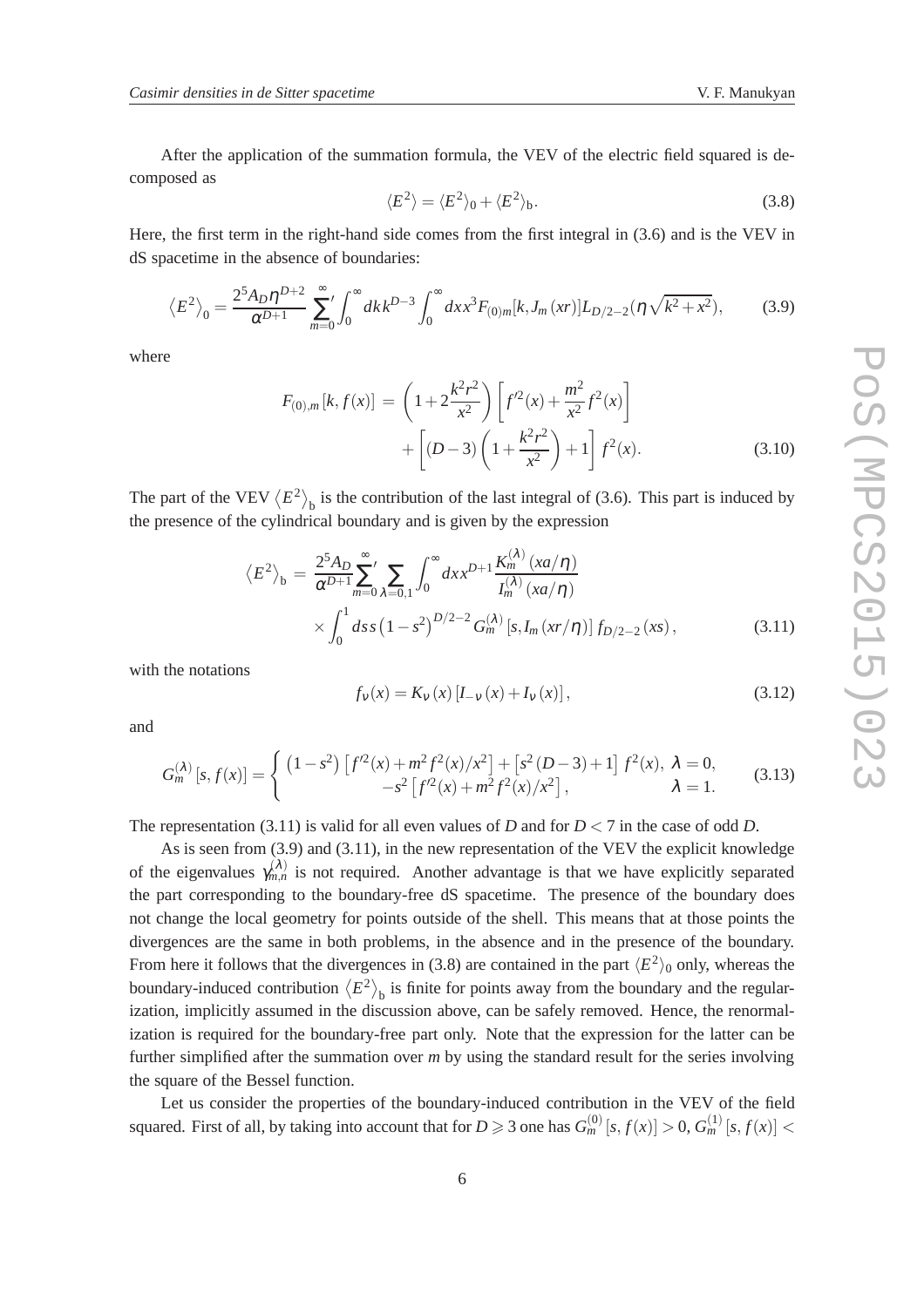After the application of the summation formula, the VEV of the electric field squared is decomposed as

$$\langle E^2\rangle = \langle E^2\rangle_0 + \langle E^2\rangle_{\rm b}. \tag{3.8}$$

Here, the first term in the right-hand side comes from the first integral in (3.6) and is the VEV in dS spacetime in the absence of boundaries:

$$\left\langle E^2\right\rangle_0 = \frac{2^5 A_D \eta^{D+2}}{\alpha^{D+1}} \sum_{m=0}^{\infty}{}' \int_0^\infty dk k^{D-3} \int_0^\infty dx x^3 F_{(0)m}[k, J_m(xr)] L_{D/2-2}(\eta\sqrt{k^2+x^2}), \tag{3.9}$$

where

$$\begin{aligned} F_{(0),m}[k, f(x)] &= \left(1+2\frac{k^2 r^2}{x^2}\right)\left[f'^2(x)+\frac{m^2}{x^2}f^2(x)\right] \\ &\quad + \left[(D-3)\left(1+\frac{k^2r^2}{x^2}\right)+1\right] f^2(x). \end{aligned} \tag{3.10}$$

The part of the VEV $\left\langle E^2\right\rangle_{\rm b}$ is the contribution of the last integral of (3.6). This part is induced by the presence of the cylindrical boundary and is given by the expression

$$\begin{aligned} \left\langle E^2\right\rangle_{\rm b} &= \frac{2^5 A_D}{\alpha^{D+1}} \sum_{m=0}^{\infty}{}' \sum_{\lambda=0,1} \int_0^\infty dx x^{D+1} \frac{K_m^{(\lambda)}(xa/\eta)}{I_m^{(\lambda)}(xa/\eta)} \\ &\quad \times \int_0^1 ds\, s\left(1-s^2\right)^{D/2-2} G_m^{(\lambda)}\left[s, I_m(xr/\eta)\right] f_{D/2-2}(xs), \end{aligned} \tag{3.11}$$

with the notations

$$f_\nu(x) = K_\nu(x)\left[I_{-\nu}(x)+I_\nu(x)\right], \tag{3.12}$$

and

$$G_m^{(\lambda)}[s, f(x)] = \begin{cases} \left(1-s^2\right)\left[f'^2(x)+m^2 f^2(x)/x^2\right] + \left[s^2(D-3)+1\right] f^2(x), & \lambda=0, \\ -s^2\left[f'^2(x)+m^2 f^2(x)/x^2\right], & \lambda=1. \end{cases} \tag{3.13}$$

The representation (3.11) is valid for all even values of $D$ and for $D<7$ in the case of odd $D$.

As is seen from (3.9) and (3.11), in the new representation of the VEV the explicit knowledge of the eigenvalues $\gamma_{m,n}^{(\lambda)}$ is not required. Another advantage is that we have explicitly separated the part corresponding to the boundary-free dS spacetime. The presence of the boundary does not change the local geometry for points outside of the shell. This means that at those points the divergences are the same in both problems, in the absence and in the presence of the boundary. From here it follows that the divergences in (3.8) are contained in the part $\langle E^2\rangle_0$ only, whereas the boundary-induced contribution $\left\langle E^2\right\rangle_{\rm b}$ is finite for points away from the boundary and the regularization, implicitly assumed in the discussion above, can be safely removed. Hence, the renormalization is required for the boundary-free part only. Note that the expression for the latter can be further simplified after the summation over $m$ by using the standard result for the series involving the square of the Bessel function.

Let us consider the properties of the boundary-induced contribution in the VEV of the field squared. First of all, by taking into account that for $D \geqslant 3$ one has $G_m^{(0)}[s, f(x)] > 0$, $G_m^{(1)}[s, f(x)] <$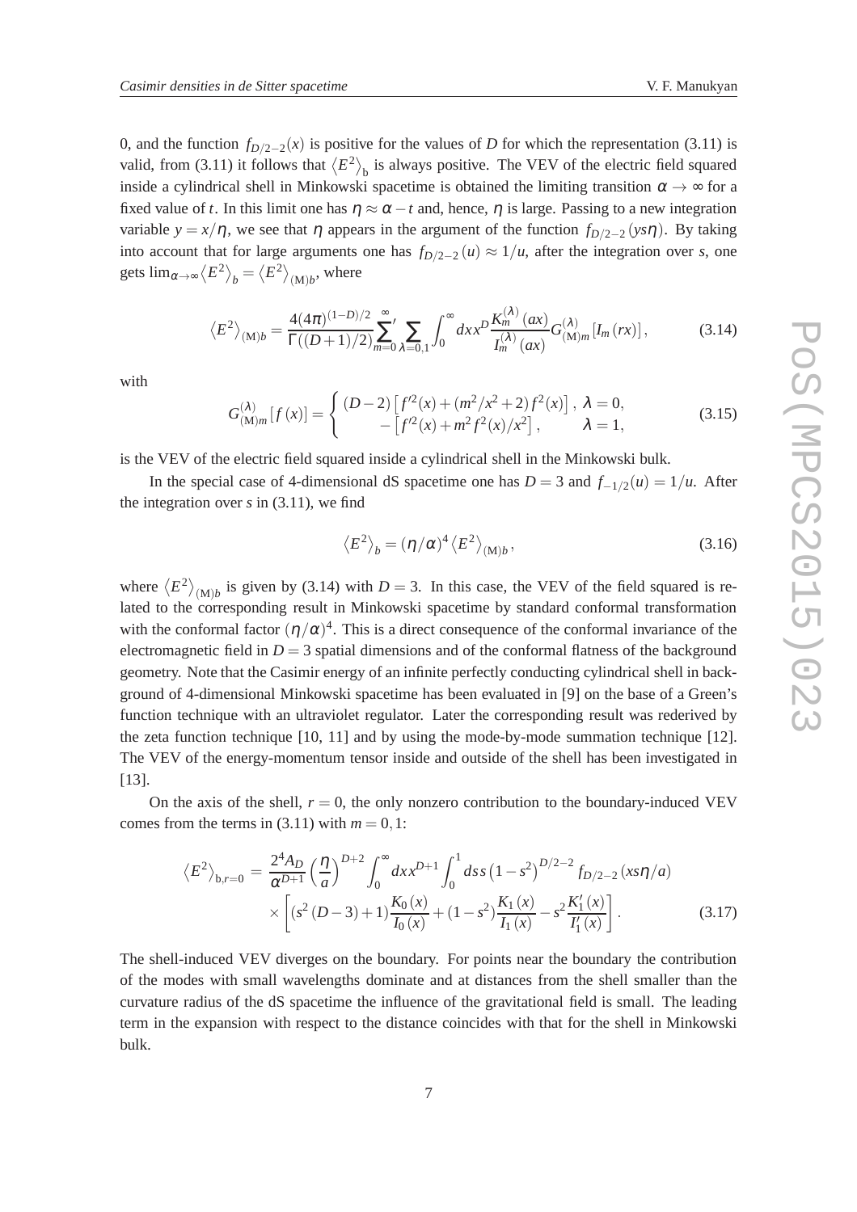0, and the function $f_{D/2-2}(x)$ is positive for the values of $D$ for which the representation (3.11) is valid, from (3.11) it follows that $\langle E^2 \rangle_{\rm b}$ is always positive. The VEV of the electric field squared inside a cylindrical shell in Minkowski spacetime is obtained the limiting transition $\alpha \to \infty$ for a fixed value of $t$. In this limit one has $\eta \approx \alpha - t$ and, hence, $\eta$ is large. Passing to a new integration variable $y = x/\eta$, we see that $\eta$ appears in the argument of the function $f_{D/2-2}(ys\eta)$. By taking into account that for large arguments one has $f_{D/2-2}(u) \approx 1/u$, after the integration over $s$, one gets $\lim_{\alpha\to\infty} \langle E^2 \rangle_b = \langle E^2 \rangle_{({\rm M})b}$, where

$$\langle E^2 \rangle_{({\rm M})b} = \frac{4(4\pi)^{(1-D)/2}}{\Gamma((D+1)/2)} \sum_{m=0}^{\infty}{}' \sum_{\lambda=0,1} \int_0^\infty dx x^D \frac{K_m^{(\lambda)}(ax)}{I_m^{(\lambda)}(ax)} G_{({\rm M})m}^{(\lambda)}[I_m(rx)], \tag{3.14}$$

with

$$G_{({\rm M})m}^{(\lambda)}[f(x)] = \begin{cases} (D-2)\left[f'^2(x) + (m^2/x^2+2) f^2(x)\right], & \lambda = 0, \\ -\left[f'^2(x) + m^2 f^2(x)/x^2\right], & \lambda = 1, \end{cases} \tag{3.15}$$

is the VEV of the electric field squared inside a cylindrical shell in the Minkowski bulk.

In the special case of 4-dimensional dS spacetime one has $D = 3$ and $f_{-1/2}(u) = 1/u$. After the integration over $s$ in (3.11), we find

$$\langle E^2 \rangle_b = (\eta/\alpha)^4 \langle E^2 \rangle_{({\rm M})b}, \tag{3.16}$$

where $\langle E^2 \rangle_{({\rm M})b}$ is given by (3.14) with $D = 3$. In this case, the VEV of the field squared is related to the corresponding result in Minkowski spacetime by standard conformal transformation with the conformal factor $(\eta/\alpha)^4$. This is a direct consequence of the conformal invariance of the electromagnetic field in $D = 3$ spatial dimensions and of the conformal flatness of the background geometry. Note that the Casimir energy of an infinite perfectly conducting cylindrical shell in background of 4-dimensional Minkowski spacetime has been evaluated in [9] on the base of a Green's function technique with an ultraviolet regulator. Later the corresponding result was rederived by the zeta function technique [10, 11] and by using the mode-by-mode summation technique [12]. The VEV of the energy-momentum tensor inside and outside of the shell has been investigated in [13].

On the axis of the shell, $r = 0$, the only nonzero contribution to the boundary-induced VEV comes from the terms in (3.11) with $m = 0, 1$:

$$\begin{aligned}\langle E^2 \rangle_{{\rm b},r=0} &= \frac{2^4 A_D}{\alpha^{D+1}} \left(\frac{\eta}{a}\right)^{D+2} \int_0^\infty dx x^{D+1} \int_0^1 ds\, s \left(1-s^2\right)^{D/2-2} f_{D/2-2}(xs\eta/a) \\ &\times \left[(s^2(D-3)+1)\frac{K_0(x)}{I_0(x)} + (1-s^2)\frac{K_1(x)}{I_1(x)} - s^2 \frac{K_1'(x)}{I_1'(x)}\right]. \end{aligned} \tag{3.17}$$

The shell-induced VEV diverges on the boundary. For points near the boundary the contribution of the modes with small wavelengths dominate and at distances from the shell smaller than the curvature radius of the dS spacetime the influence of the gravitational field is small. The leading term in the expansion with respect to the distance coincides with that for the shell in Minkowski bulk.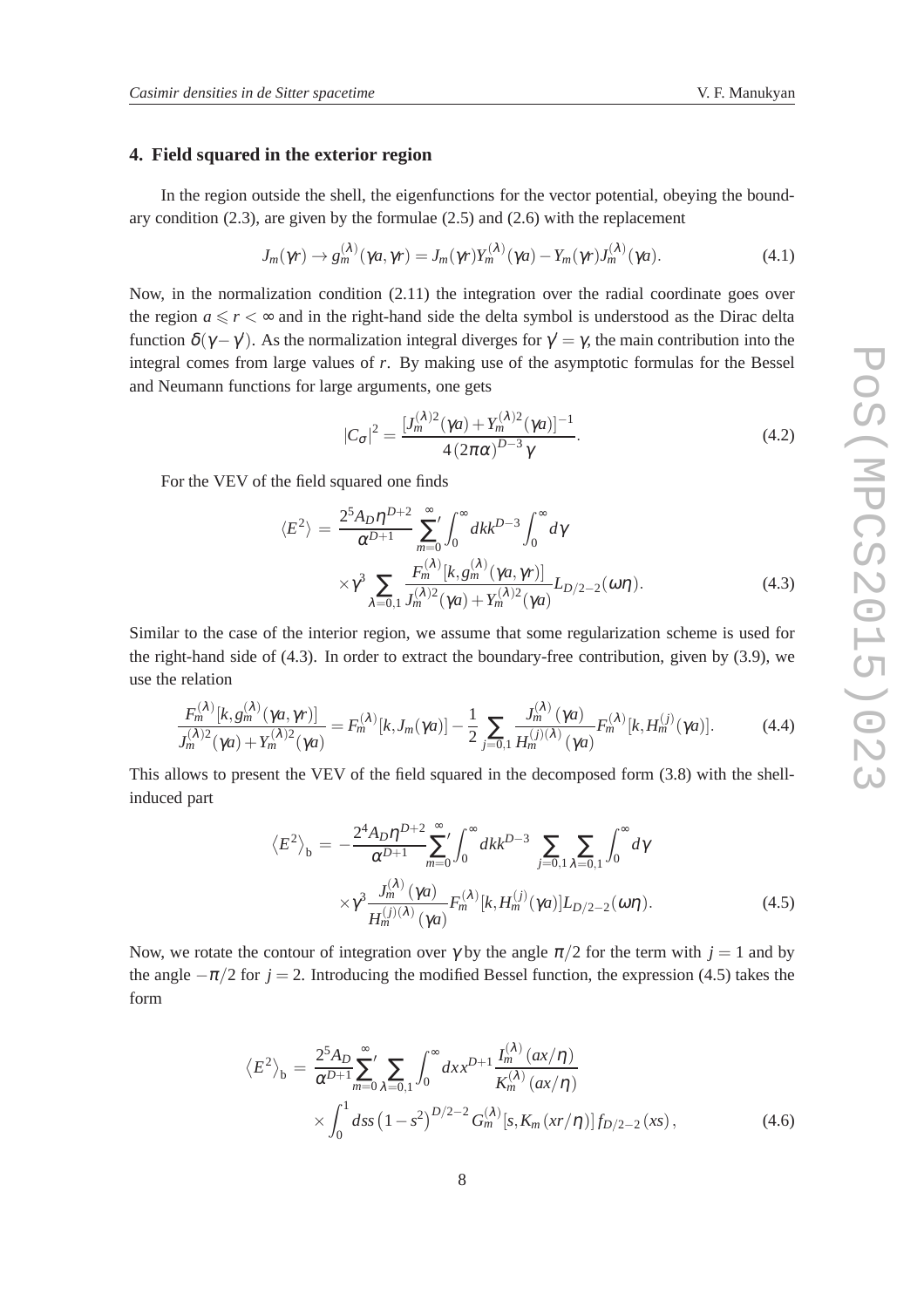## 4. Field squared in the exterior region

In the region outside the shell, the eigenfunctions for the vector potential, obeying the boundary condition (2.3), are given by the formulae (2.5) and (2.6) with the replacement

$$J_m(\gamma r) \to g_m^{(\lambda)}(\gamma a, \gamma r) = J_m(\gamma r) Y_m^{(\lambda)}(\gamma a) - Y_m(\gamma r) J_m^{(\lambda)}(\gamma a). \tag{4.1}$$

Now, in the normalization condition (2.11) the integration over the radial coordinate goes over the region $a \leqslant r < \infty$ and in the right-hand side the delta symbol is understood as the Dirac delta function $\delta(\gamma - \gamma')$. As the normalization integral diverges for $\gamma' = \gamma$, the main contribution into the integral comes from large values of $r$. By making use of the asymptotic formulas for the Bessel and Neumann functions for large arguments, one gets

$$|C_\sigma|^2 = \frac{[J_m^{(\lambda)2}(\gamma a) + Y_m^{(\lambda)2}(\gamma a)]^{-1}}{4(2\pi\alpha)^{D-3}\gamma}. \tag{4.2}$$

For the VEV of the field squared one finds

$$\begin{aligned}\langle E^2 \rangle &= \frac{2^5 A_D \eta^{D+2}}{\alpha^{D+1}} \sum_{m=0}^{\infty}{}' \int_0^\infty dk k^{D-3} \int_0^\infty d\gamma \\ &\times \gamma^3 \sum_{\lambda=0,1} \frac{F_m^{(\lambda)}[k, g_m^{(\lambda)}(\gamma a, \gamma r)]}{J_m^{(\lambda)2}(\gamma a) + Y_m^{(\lambda)2}(\gamma a)} L_{D/2-2}(\omega\eta).\end{aligned} \tag{4.3}$$

Similar to the case of the interior region, we assume that some regularization scheme is used for the right-hand side of (4.3). In order to extract the boundary-free contribution, given by (3.9), we use the relation

$$\frac{F_m^{(\lambda)}[k, g_m^{(\lambda)}(\gamma a, \gamma r)]}{J_m^{(\lambda)2}(\gamma a) + Y_m^{(\lambda)2}(\gamma a)} = F_m^{(\lambda)}[k, J_m(\gamma a)] - \frac{1}{2} \sum_{j=0,1} \frac{J_m^{(\lambda)}(\gamma a)}{H_m^{(j)(\lambda)}(\gamma a)} F_m^{(\lambda)}[k, H_m^{(j)}(\gamma a)]. \tag{4.4}$$

This allows to present the VEV of the field squared in the decomposed form (3.8) with the shell-induced part

$$\begin{aligned}\left\langle E^2 \right\rangle_{\rm b} &= -\frac{2^4 A_D \eta^{D+2}}{\alpha^{D+1}} \sum_{m=0}^{\infty}{}' \int_0^\infty dk k^{D-3} \sum_{j=0,1} \sum_{\lambda=0,1} \int_0^\infty d\gamma \\ &\times \gamma^3 \frac{J_m^{(\lambda)}(\gamma a)}{H_m^{(j)(\lambda)}(\gamma a)} F_m^{(\lambda)}[k, H_m^{(j)}(\gamma a)] L_{D/2-2}(\omega\eta).\end{aligned} \tag{4.5}$$

Now, we rotate the contour of integration over $\gamma$ by the angle $\pi/2$ for the term with $j = 1$ and by the angle $-\pi/2$ for $j = 2$. Introducing the modified Bessel function, the expression (4.5) takes the form

$$\begin{aligned}\left\langle E^2 \right\rangle_{\rm b} &= \frac{2^5 A_D}{\alpha^{D+1}} \sum_{m=0}^{\infty}{}' \sum_{\lambda=0,1} \int_0^\infty dx x^{D+1} \frac{I_m^{(\lambda)}(ax/\eta)}{K_m^{(\lambda)}(ax/\eta)} \\ &\times \int_0^1 ds \left(1 - s^2\right)^{D/2-2} G_m^{(\lambda)}[s, K_m(xr/\eta)] \, f_{D/2-2}(xs),\end{aligned} \tag{4.6}$$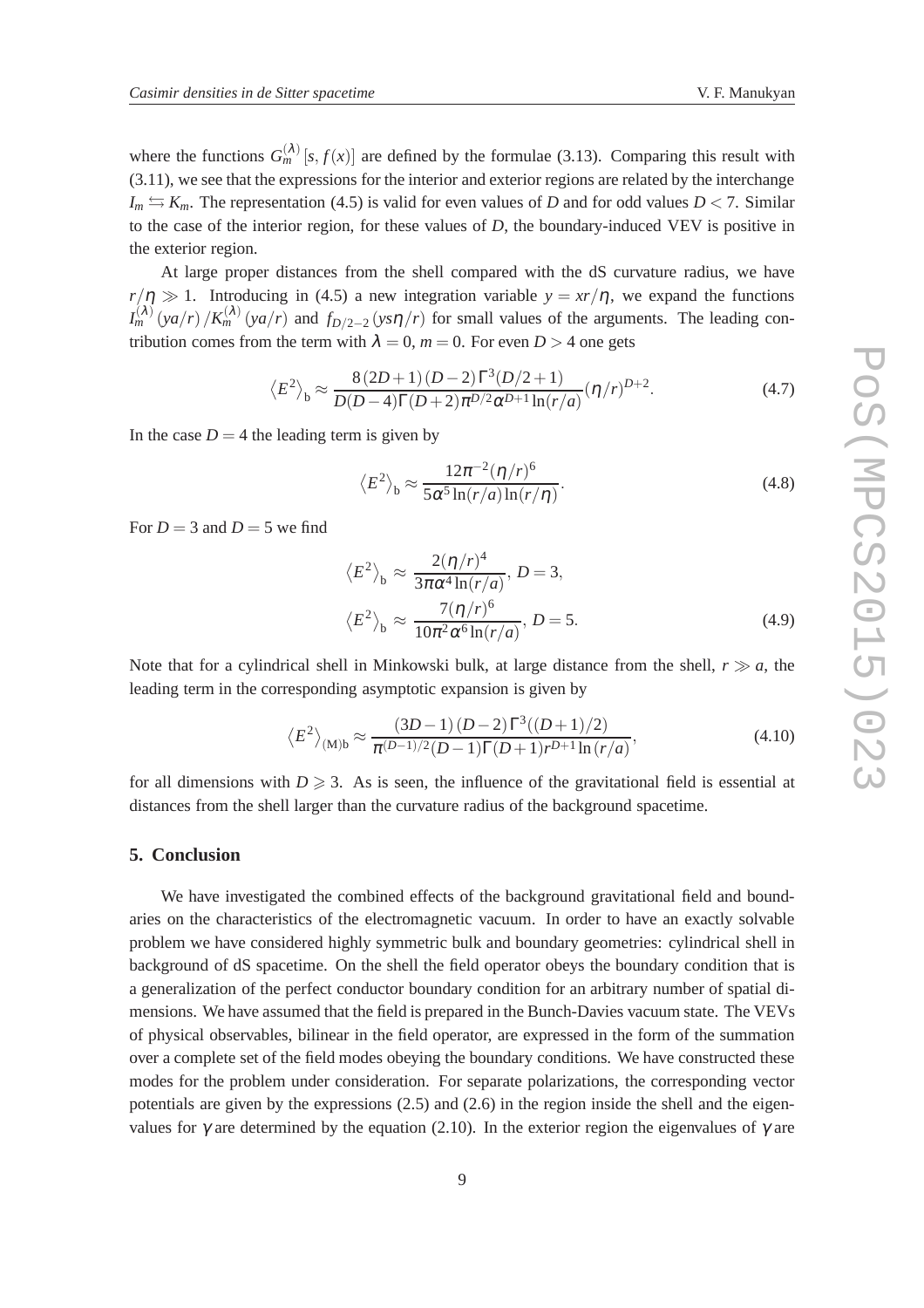where the functions $G_m^{(\lambda)}[s, f(x)]$ are defined by the formulae (3.13). Comparing this result with (3.11), we see that the expressions for the interior and exterior regions are related by the interchange $I_m \leftrightarrows K_m$. The representation (4.5) is valid for even values of $D$ and for odd values $D < 7$. Similar to the case of the interior region, for these values of $D$, the boundary-induced VEV is positive in the exterior region.

At large proper distances from the shell compared with the dS curvature radius, we have $r/\eta \gg 1$. Introducing in (4.5) a new integration variable $y = xr/\eta$, we expand the functions $I_m^{(\lambda)}(ya/r)/K_m^{(\lambda)}(ya/r)$ and $f_{D/2-2}(ys\eta/r)$ for small values of the arguments. The leading contribution comes from the term with $\lambda = 0$, $m = 0$. For even $D > 4$ one gets

$$\langle E^2 \rangle_{\mathrm{b}} \approx \frac{8(2D+1)(D-2)\Gamma^3(D/2+1)}{D(D-4)\Gamma(D+2)\pi^{D/2}\alpha^{D+1}\ln(r/a)}(\eta/r)^{D+2}. \tag{4.7}$$

In the case $D = 4$ the leading term is given by

$$\langle E^2 \rangle_{\mathrm{b}} \approx \frac{12\pi^{-2}(\eta/r)^6}{5\alpha^5 \ln(r/a)\ln(r/\eta)}. \tag{4.8}$$

For $D = 3$ and $D = 5$ we find

$$\begin{aligned} \langle E^2 \rangle_{\mathrm{b}} &\approx \frac{2(\eta/r)^4}{3\pi\alpha^4 \ln(r/a)},\ D = 3, \\ \langle E^2 \rangle_{\mathrm{b}} &\approx \frac{7(\eta/r)^6}{10\pi^2\alpha^6 \ln(r/a)},\ D = 5. \end{aligned} \tag{4.9}$$

Note that for a cylindrical shell in Minkowski bulk, at large distance from the shell, $r \gg a$, the leading term in the corresponding asymptotic expansion is given by

$$\langle E^2 \rangle_{(\mathrm{M})\mathrm{b}} \approx \frac{(3D-1)(D-2)\Gamma^3((D+1)/2)}{\pi^{(D-1)/2}(D-1)\Gamma(D+1)r^{D+1}\ln(r/a)}, \tag{4.10}$$

for all dimensions with $D \geqslant 3$. As is seen, the influence of the gravitational field is essential at distances from the shell larger than the curvature radius of the background spacetime.

## 5. Conclusion

We have investigated the combined effects of the background gravitational field and boundaries on the characteristics of the electromagnetic vacuum. In order to have an exactly solvable problem we have considered highly symmetric bulk and boundary geometries: cylindrical shell in background of dS spacetime. On the shell the field operator obeys the boundary condition that is a generalization of the perfect conductor boundary condition for an arbitrary number of spatial dimensions. We have assumed that the field is prepared in the Bunch-Davies vacuum state. The VEVs of physical observables, bilinear in the field operator, are expressed in the form of the summation over a complete set of the field modes obeying the boundary conditions. We have constructed these modes for the problem under consideration. For separate polarizations, the corresponding vector potentials are given by the expressions (2.5) and (2.6) in the region inside the shell and the eigenvalues for $\gamma$ are determined by the equation (2.10). In the exterior region the eigenvalues of $\gamma$ are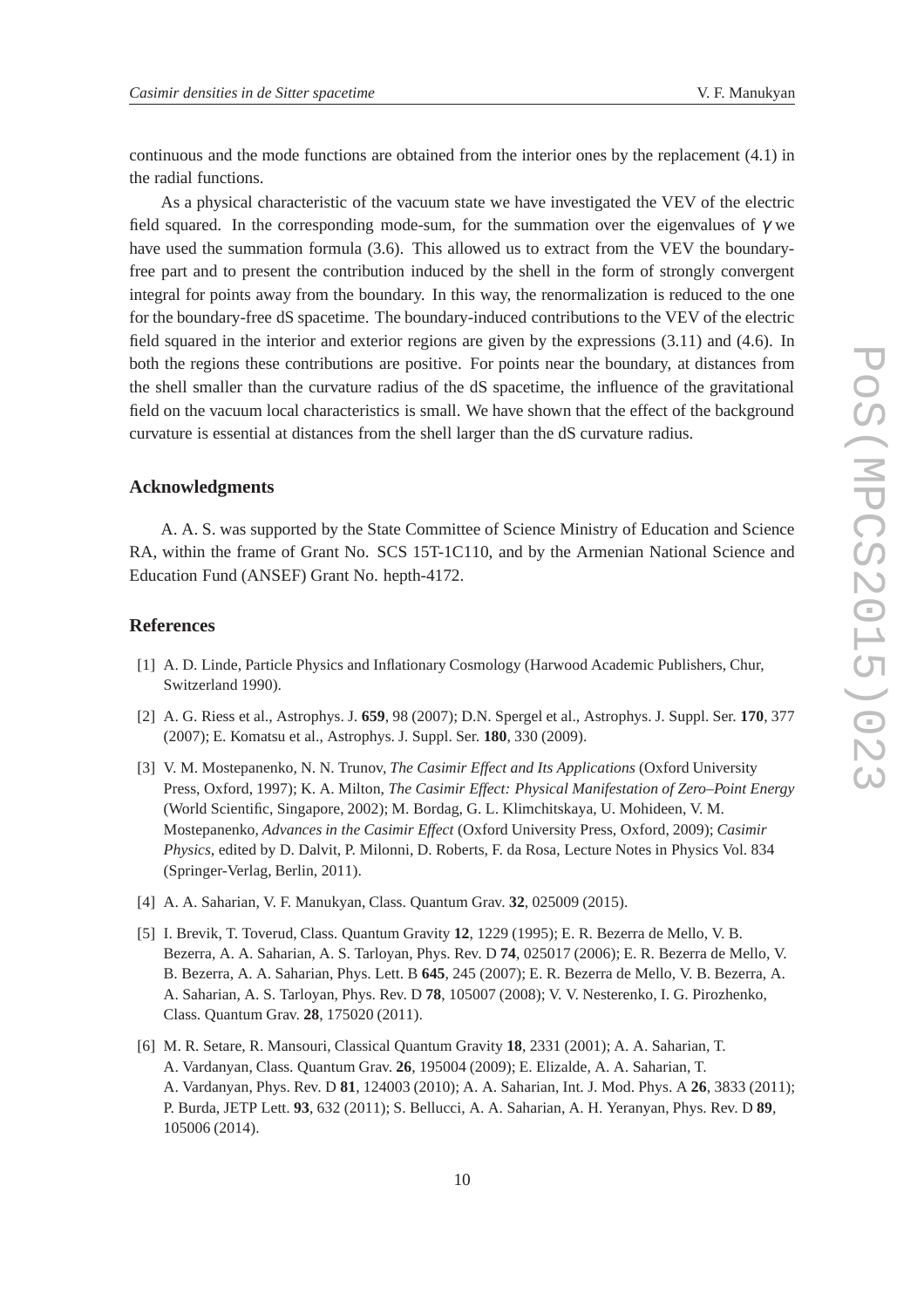continuous and the mode functions are obtained from the interior ones by the replacement (4.1) in the radial functions.

As a physical characteristic of the vacuum state we have investigated the VEV of the electric field squared. In the corresponding mode-sum, for the summation over the eigenvalues of $\gamma$ we have used the summation formula (3.6). This allowed us to extract from the VEV the boundary-free part and to present the contribution induced by the shell in the form of strongly convergent integral for points away from the boundary. In this way, the renormalization is reduced to the one for the boundary-free dS spacetime. The boundary-induced contributions to the VEV of the electric field squared in the interior and exterior regions are given by the expressions (3.11) and (4.6). In both the regions these contributions are positive. For points near the boundary, at distances from the shell smaller than the curvature radius of the dS spacetime, the influence of the gravitational field on the vacuum local characteristics is small. We have shown that the effect of the background curvature is essential at distances from the shell larger than the dS curvature radius.

## Acknowledgments

A. A. S. was supported by the State Committee of Science Ministry of Education and Science RA, within the frame of Grant No. SCS 15T-1C110, and by the Armenian National Science and Education Fund (ANSEF) Grant No. hepth-4172.

## References

[1] A. D. Linde, Particle Physics and Inflationary Cosmology (Harwood Academic Publishers, Chur, Switzerland 1990).

[2] A. G. Riess et al., Astrophys. J. **659**, 98 (2007); D.N. Spergel et al., Astrophys. J. Suppl. Ser. **170**, 377 (2007); E. Komatsu et al., Astrophys. J. Suppl. Ser. **180**, 330 (2009).

[3] V. M. Mostepanenko, N. N. Trunov, *The Casimir Effect and Its Applications* (Oxford University Press, Oxford, 1997); K. A. Milton, *The Casimir Effect: Physical Manifestation of Zero–Point Energy* (World Scientific, Singapore, 2002); M. Bordag, G. L. Klimchitskaya, U. Mohideen, V. M. Mostepanenko, *Advances in the Casimir Effect* (Oxford University Press, Oxford, 2009); *Casimir Physics*, edited by D. Dalvit, P. Milonni, D. Roberts, F. da Rosa, Lecture Notes in Physics Vol. 834 (Springer-Verlag, Berlin, 2011).

[4] A. A. Saharian, V. F. Manukyan, Class. Quantum Grav. **32**, 025009 (2015).

[5] I. Brevik, T. Toverud, Class. Quantum Gravity **12**, 1229 (1995); E. R. Bezerra de Mello, V. B. Bezerra, A. A. Saharian, A. S. Tarloyan, Phys. Rev. D **74**, 025017 (2006); E. R. Bezerra de Mello, V. B. Bezerra, A. A. Saharian, Phys. Lett. B **645**, 245 (2007); E. R. Bezerra de Mello, V. B. Bezerra, A. A. Saharian, A. S. Tarloyan, Phys. Rev. D **78**, 105007 (2008); V. V. Nesterenko, I. G. Pirozhenko, Class. Quantum Grav. **28**, 175020 (2011).

[6] M. R. Setare, R. Mansouri, Classical Quantum Gravity **18**, 2331 (2001); A. A. Saharian, T. A. Vardanyan, Class. Quantum Grav. **26**, 195004 (2009); E. Elizalde, A. A. Saharian, T. A. Vardanyan, Phys. Rev. D **81**, 124003 (2010); A. A. Saharian, Int. J. Mod. Phys. A **26**, 3833 (2011); P. Burda, JETP Lett. **93**, 632 (2011); S. Bellucci, A. A. Saharian, A. H. Yeranyan, Phys. Rev. D **89**, 105006 (2014).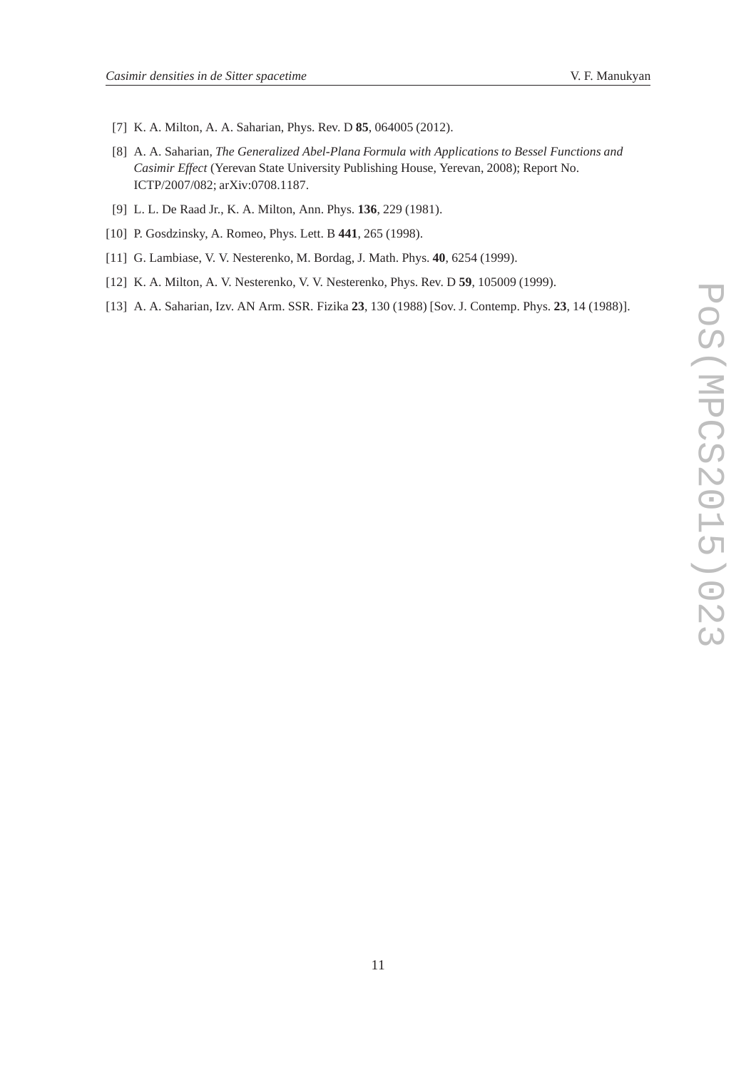[7] K. A. Milton, A. A. Saharian, Phys. Rev. D **85**, 064005 (2012).

[8] A. A. Saharian, *The Generalized Abel-Plana Formula with Applications to Bessel Functions and Casimir Effect* (Yerevan State University Publishing House, Yerevan, 2008); Report No. ICTP/2007/082; arXiv:0708.1187.

[9] L. L. De Raad Jr., K. A. Milton, Ann. Phys. **136**, 229 (1981).

[10] P. Gosdzinsky, A. Romeo, Phys. Lett. B **441**, 265 (1998).

[11] G. Lambiase, V. V. Nesterenko, M. Bordag, J. Math. Phys. **40**, 6254 (1999).

[12] K. A. Milton, A. V. Nesterenko, V. V. Nesterenko, Phys. Rev. D **59**, 105009 (1999).

[13] A. A. Saharian, Izv. AN Arm. SSR. Fizika **23**, 130 (1988) [Sov. J. Contemp. Phys. **23**, 14 (1988)].